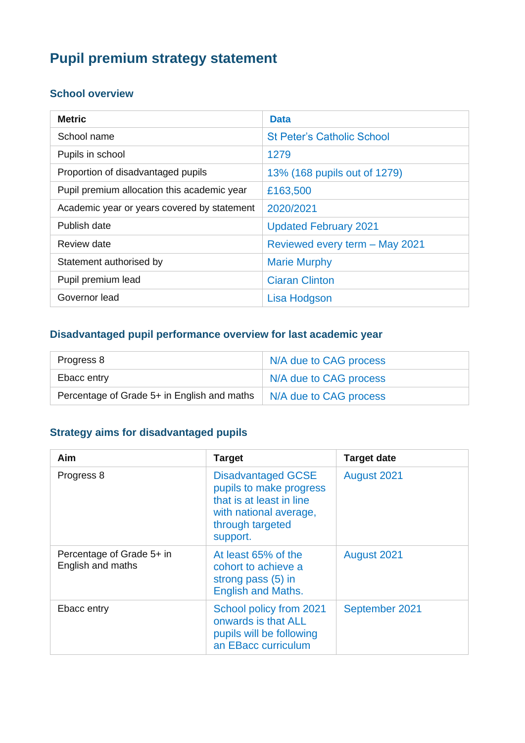# Pupil premium strategy statement

## School overview

| Metric | Data |
|---|---|
| School name | St Peter's Catholic School |
| Pupils in school | 1279 |
| Proportion of disadvantaged pupils | 13% (168 pupils out of 1279) |
| Pupil premium allocation this academic year | £163,500 |
| Academic year or years covered by statement | 2020/2021 |
| Publish date | Updated February 2021 |
| Review date | Reviewed every term – May 2021 |
| Statement authorised by | Marie Murphy |
| Pupil premium lead | Ciaran Clinton |
| Governor lead | Lisa Hodgson |

## Disadvantaged pupil performance overview for last academic year

| | |
|---|---|
| Progress 8 | N/A due to CAG process |
| Ebacc entry | N/A due to CAG process |
| Percentage of Grade 5+ in English and maths | N/A due to CAG process |

## Strategy aims for disadvantaged pupils

| Aim | Target | Target date |
|---|---|---|
| Progress 8 | Disadvantaged GCSE pupils to make progress that is at least in line with national average, through targeted support. | August 2021 |
| Percentage of Grade 5+ in English and maths | At least 65% of the cohort to achieve a strong pass (5) in English and Maths. | August 2021 |
| Ebacc entry | School policy from 2021 onwards is that ALL pupils will be following an EBacc curriculum | September 2021 |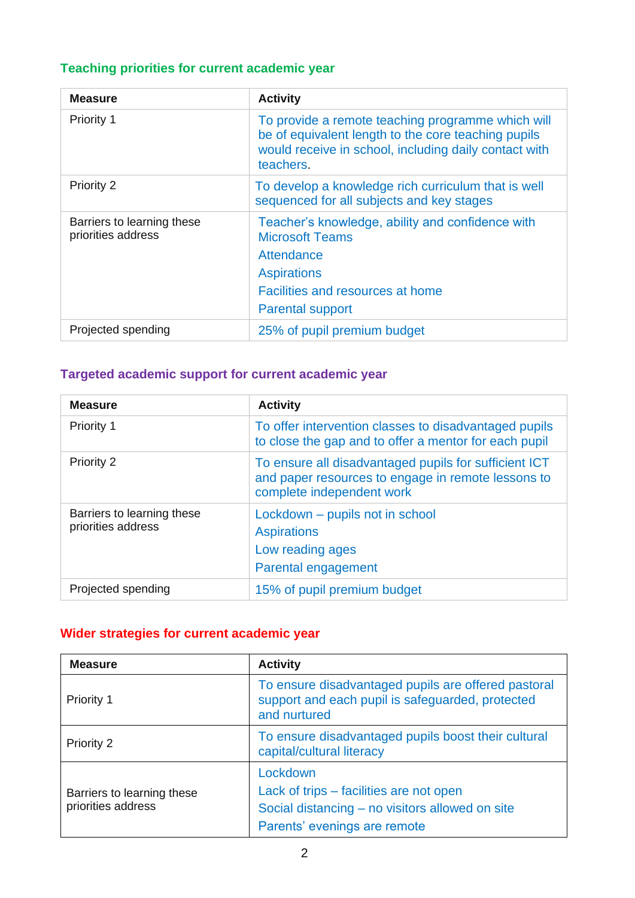### Teaching priorities for current academic year

| Measure | Activity |
|---|---|
| Priority 1 | To provide a remote teaching programme which will be of equivalent length to the core teaching pupils would receive in school, including daily contact with teachers. |
| Priority 2 | To develop a knowledge rich curriculum that is well sequenced for all subjects and key stages |
| Barriers to learning these priorities address | Teacher's knowledge, ability and confidence with Microsoft Teams<br>Attendance<br>Aspirations<br>Facilities and resources at home<br>Parental support |
| Projected spending | 25% of pupil premium budget |

### Targeted academic support for current academic year

| Measure | Activity |
|---|---|
| Priority 1 | To offer intervention classes to disadvantaged pupils to close the gap and to offer a mentor for each pupil |
| Priority 2 | To ensure all disadvantaged pupils for sufficient ICT and paper resources to engage in remote lessons to complete independent work |
| Barriers to learning these priorities address | Lockdown – pupils not in school<br>Aspirations<br>Low reading ages<br>Parental engagement |
| Projected spending | 15% of pupil premium budget |

### Wider strategies for current academic year

| Measure | Activity |
|---|---|
| Priority 1 | To ensure disadvantaged pupils are offered pastoral support and each pupil is safeguarded, protected and nurtured |
| Priority 2 | To ensure disadvantaged pupils boost their cultural capital/cultural literacy |
| Barriers to learning these priorities address | Lockdown<br>Lack of trips – facilities are not open<br>Social distancing – no visitors allowed on site<br>Parents' evenings are remote |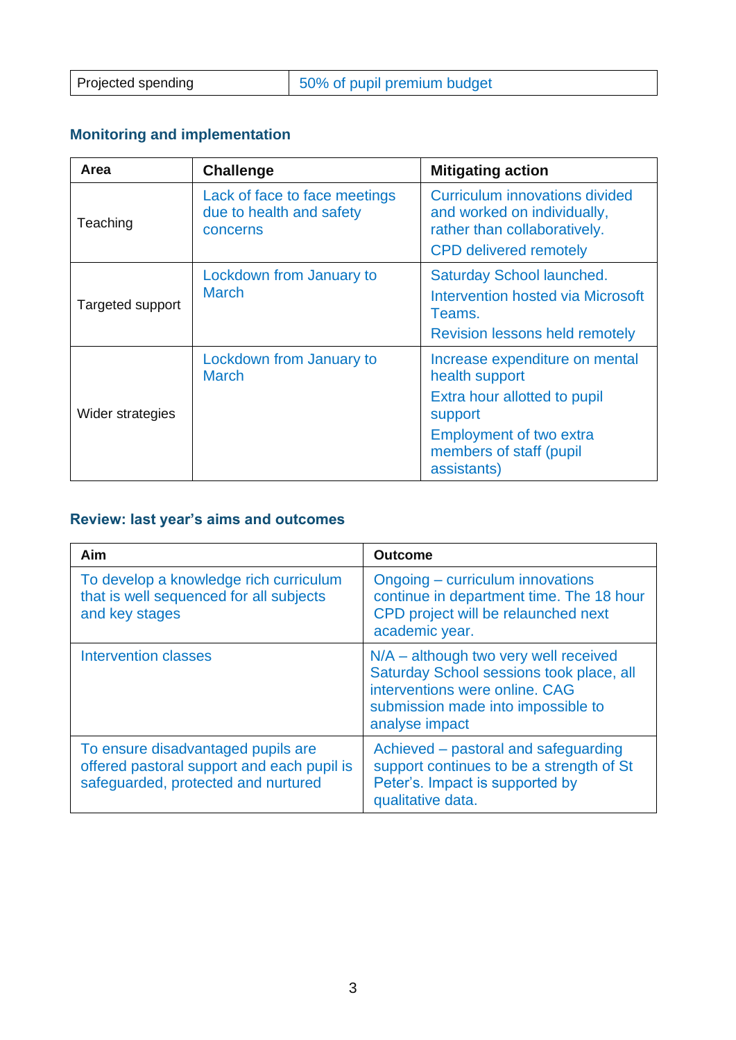| | |
|---|---|
| Projected spending | 50% of pupil premium budget |

## Monitoring and implementation

| Area | Challenge | Mitigating action |
|---|---|---|
| Teaching | Lack of face to face meetings due to health and safety concerns | Curriculum innovations divided and worked on individually, rather than collaboratively.<br>CPD delivered remotely |
| Targeted support | Lockdown from January to March | Saturday School launched.<br>Intervention hosted via Microsoft Teams.<br>Revision lessons held remotely |
| Wider strategies | Lockdown from January to March | Increase expenditure on mental health support<br>Extra hour allotted to pupil support<br>Employment of two extra members of staff (pupil assistants) |

## Review: last year's aims and outcomes

| Aim | Outcome |
|---|---|
| To develop a knowledge rich curriculum that is well sequenced for all subjects and key stages | Ongoing – curriculum innovations continue in department time. The 18 hour CPD project will be relaunched next academic year. |
| Intervention classes | N/A – although two very well received Saturday School sessions took place, all interventions were online. CAG submission made into impossible to analyse impact |
| To ensure disadvantaged pupils are offered pastoral support and each pupil is safeguarded, protected and nurtured | Achieved – pastoral and safeguarding support continues to be a strength of St Peter's. Impact is supported by qualitative data. |